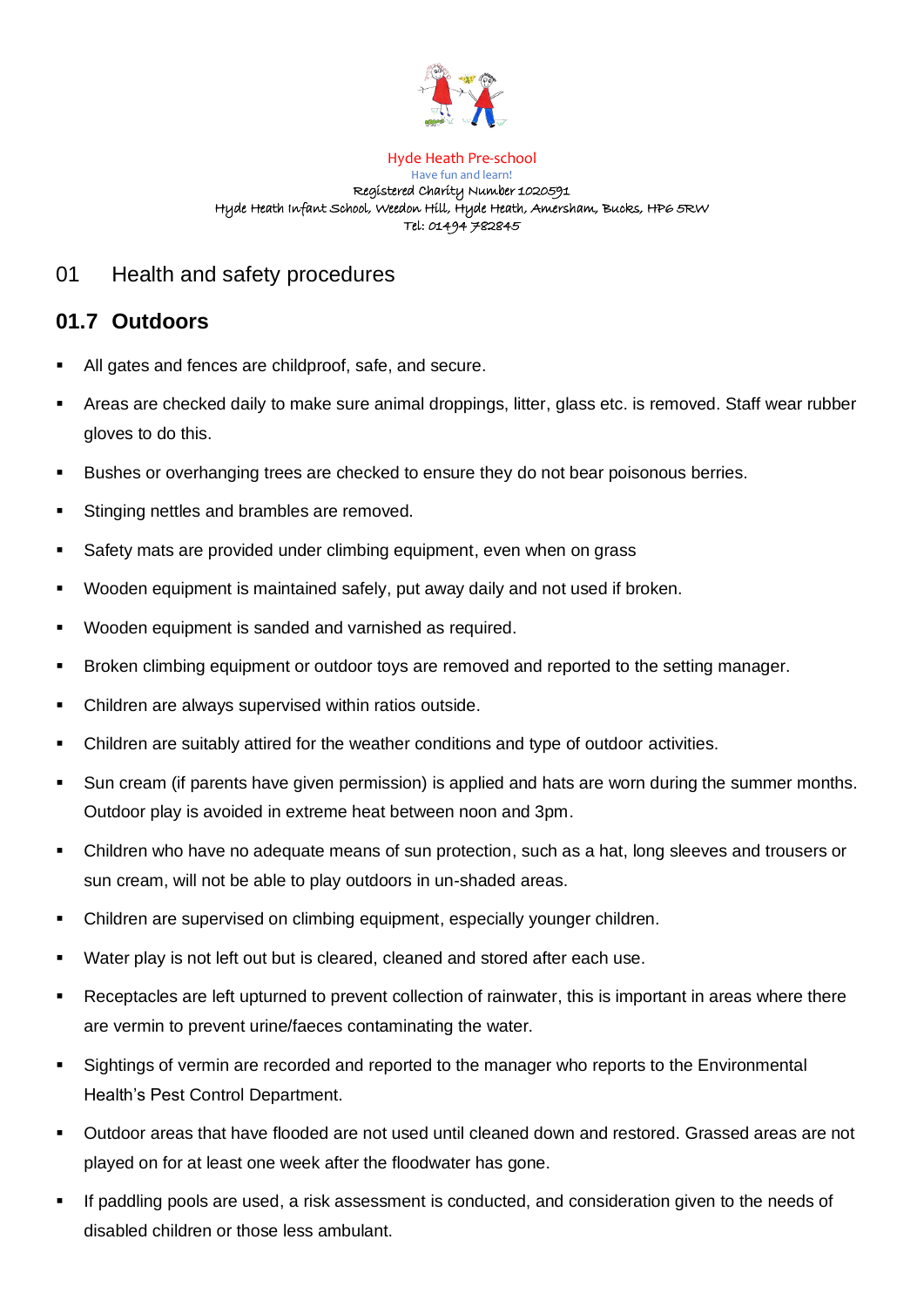Hyde Heath Pre-school
Have fun and learn!
Registered Charity Number 1020591
Hyde Heath Infant School, Weedon Hill, Hyde Heath, Amersham, Bucks, HP6 5RW
Tel: 01494 782845

# 01 Health and safety procedures

## 01.7 Outdoors

- All gates and fences are childproof, safe, and secure.
- Areas are checked daily to make sure animal droppings, litter, glass etc. is removed. Staff wear rubber gloves to do this.
- Bushes or overhanging trees are checked to ensure they do not bear poisonous berries.
- Stinging nettles and brambles are removed.
- Safety mats are provided under climbing equipment, even when on grass
- Wooden equipment is maintained safely, put away daily and not used if broken.
- Wooden equipment is sanded and varnished as required.
- Broken climbing equipment or outdoor toys are removed and reported to the setting manager.
- Children are always supervised within ratios outside.
- Children are suitably attired for the weather conditions and type of outdoor activities.
- Sun cream (if parents have given permission) is applied and hats are worn during the summer months. Outdoor play is avoided in extreme heat between noon and 3pm.
- Children who have no adequate means of sun protection, such as a hat, long sleeves and trousers or sun cream, will not be able to play outdoors in un-shaded areas.
- Children are supervised on climbing equipment, especially younger children.
- Water play is not left out but is cleared, cleaned and stored after each use.
- Receptacles are left upturned to prevent collection of rainwater, this is important in areas where there are vermin to prevent urine/faeces contaminating the water.
- Sightings of vermin are recorded and reported to the manager who reports to the Environmental Health's Pest Control Department.
- Outdoor areas that have flooded are not used until cleaned down and restored. Grassed areas are not played on for at least one week after the floodwater has gone.
- If paddling pools are used, a risk assessment is conducted, and consideration given to the needs of disabled children or those less ambulant.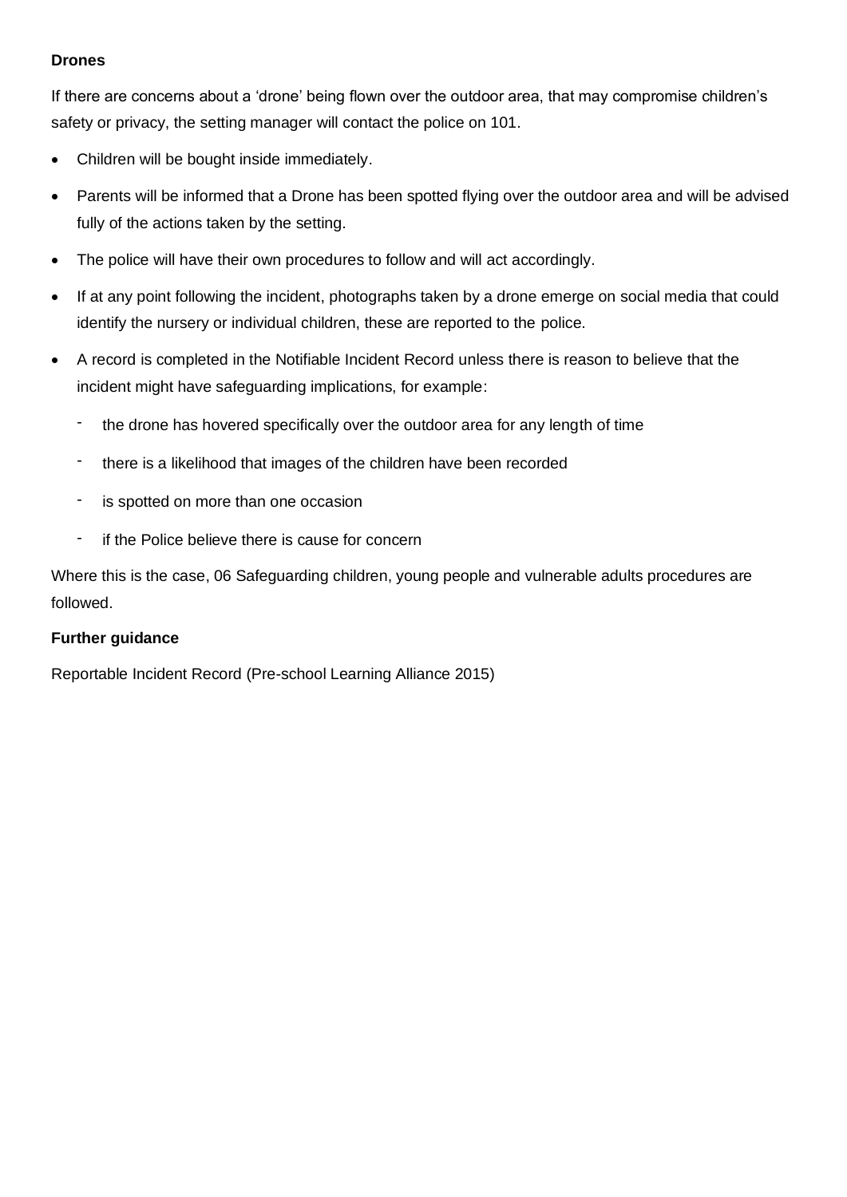**Drones**

If there are concerns about a 'drone' being flown over the outdoor area, that may compromise children's safety or privacy, the setting manager will contact the police on 101.

- Children will be bought inside immediately.
- Parents will be informed that a Drone has been spotted flying over the outdoor area and will be advised fully of the actions taken by the setting.
- The police will have their own procedures to follow and will act accordingly.
- If at any point following the incident, photographs taken by a drone emerge on social media that could identify the nursery or individual children, these are reported to the police.
- A record is completed in the Notifiable Incident Record unless there is reason to believe that the incident might have safeguarding implications, for example:
  - the drone has hovered specifically over the outdoor area for any length of time
  - there is a likelihood that images of the children have been recorded
  - is spotted on more than one occasion
  - if the Police believe there is cause for concern

Where this is the case, 06 Safeguarding children, young people and vulnerable adults procedures are followed.

**Further guidance**

Reportable Incident Record (Pre-school Learning Alliance 2015)